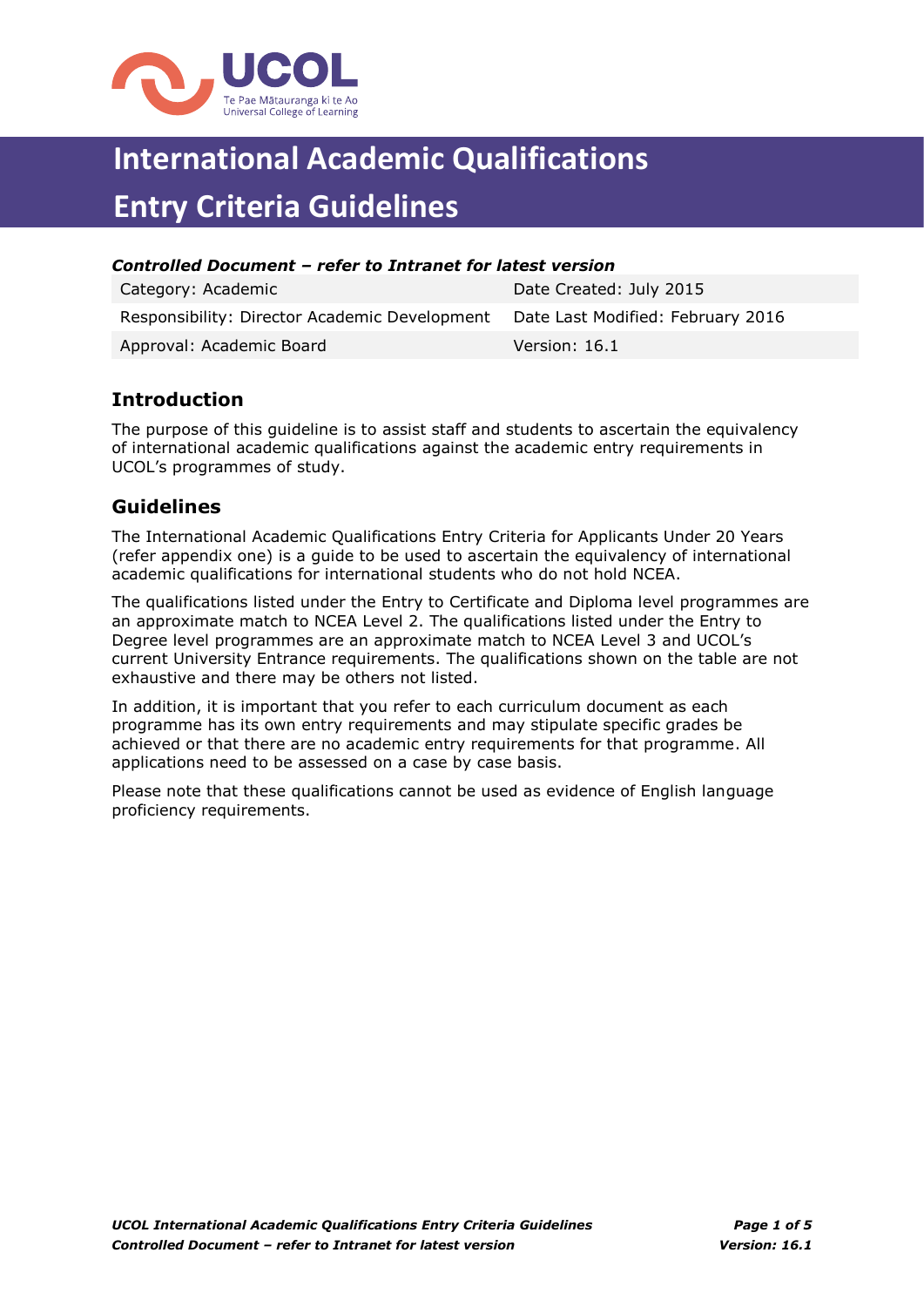# International Academic Qualifications Entry Criteria Guidelines

***Controlled Document – refer to Intranet for latest version***

| | |
|---|---|
| Category: Academic | Date Created: July 2015 |
| Responsibility: Director Academic Development | Date Last Modified: February 2016 |
| Approval: Academic Board | Version: 16.1 |

## Introduction

The purpose of this guideline is to assist staff and students to ascertain the equivalency of international academic qualifications against the academic entry requirements in UCOL's programmes of study.

## Guidelines

The International Academic Qualifications Entry Criteria for Applicants Under 20 Years (refer appendix one) is a guide to be used to ascertain the equivalency of international academic qualifications for international students who do not hold NCEA.

The qualifications listed under the Entry to Certificate and Diploma level programmes are an approximate match to NCEA Level 2. The qualifications listed under the Entry to Degree level programmes are an approximate match to NCEA Level 3 and UCOL's current University Entrance requirements. The qualifications shown on the table are not exhaustive and there may be others not listed.

In addition, it is important that you refer to each curriculum document as each programme has its own entry requirements and may stipulate specific grades be achieved or that there are no academic entry requirements for that programme. All applications need to be assessed on a case by case basis.

Please note that these qualifications cannot be used as evidence of English language proficiency requirements.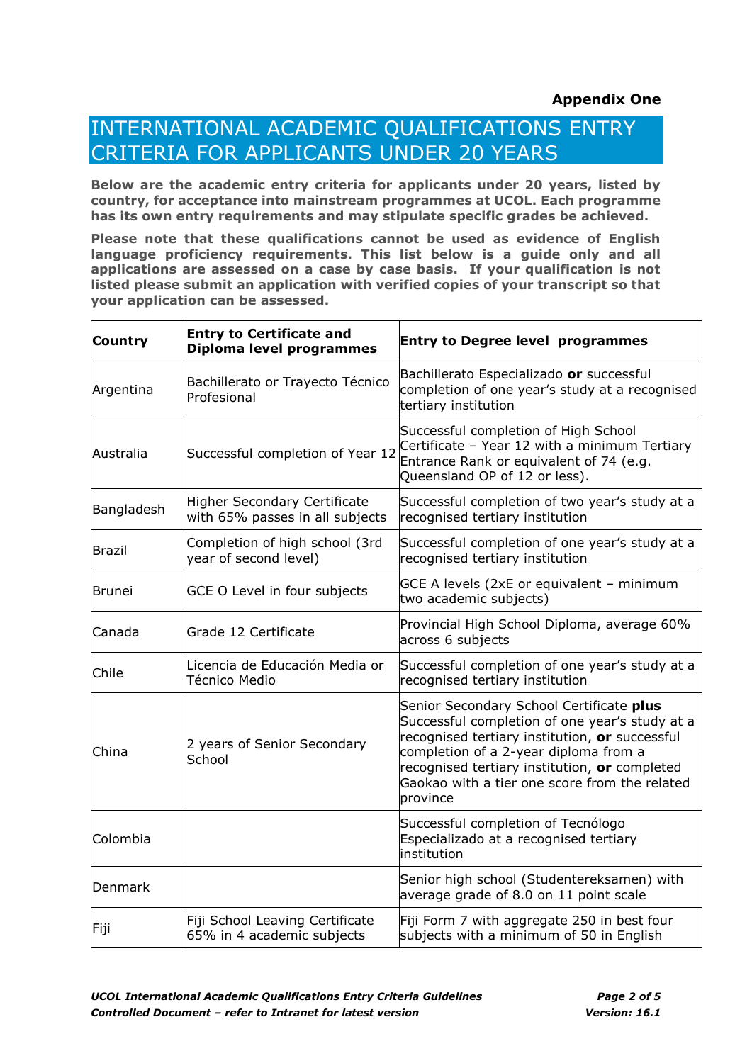**Appendix One**

# INTERNATIONAL ACADEMIC QUALIFICATIONS ENTRY CRITERIA FOR APPLICANTS UNDER 20 YEARS

**Below are the academic entry criteria for applicants under 20 years, listed by country, for acceptance into mainstream programmes at UCOL. Each programme has its own entry requirements and may stipulate specific grades be achieved.**

**Please note that these qualifications cannot be used as evidence of English language proficiency requirements. This list below is a guide only and all applications are assessed on a case by case basis. If your qualification is not listed please submit an application with verified copies of your transcript so that your application can be assessed.**

| Country | Entry to Certificate and Diploma level programmes | Entry to Degree level programmes |
|---|---|---|
| Argentina | Bachillerato or Trayecto Técnico Profesional | Bachillerato Especializado **or** successful completion of one year's study at a recognised tertiary institution |
| Australia | Successful completion of Year 12 | Successful completion of High School Certificate – Year 12 with a minimum Tertiary Entrance Rank or equivalent of 74 (e.g. Queensland OP of 12 or less). |
| Bangladesh | Higher Secondary Certificate with 65% passes in all subjects | Successful completion of two year's study at a recognised tertiary institution |
| Brazil | Completion of high school (3rd year of second level) | Successful completion of one year's study at a recognised tertiary institution |
| Brunei | GCE O Level in four subjects | GCE A levels (2xE or equivalent – minimum two academic subjects) |
| Canada | Grade 12 Certificate | Provincial High School Diploma, average 60% across 6 subjects |
| Chile | Licencia de Educación Media or Técnico Medio | Successful completion of one year's study at a recognised tertiary institution |
| China | 2 years of Senior Secondary School | Senior Secondary School Certificate **plus** Successful completion of one year's study at a recognised tertiary institution, **or** successful completion of a 2-year diploma from a recognised tertiary institution, **or** completed Gaokao with a tier one score from the related province |
| Colombia | | Successful completion of Tecnólogo Especializado at a recognised tertiary institution |
| Denmark | | Senior high school (Studentereksamen) with average grade of 8.0 on 11 point scale |
| Fiji | Fiji School Leaving Certificate 65% in 4 academic subjects | Fiji Form 7 with aggregate 250 in best four subjects with a minimum of 50 in English |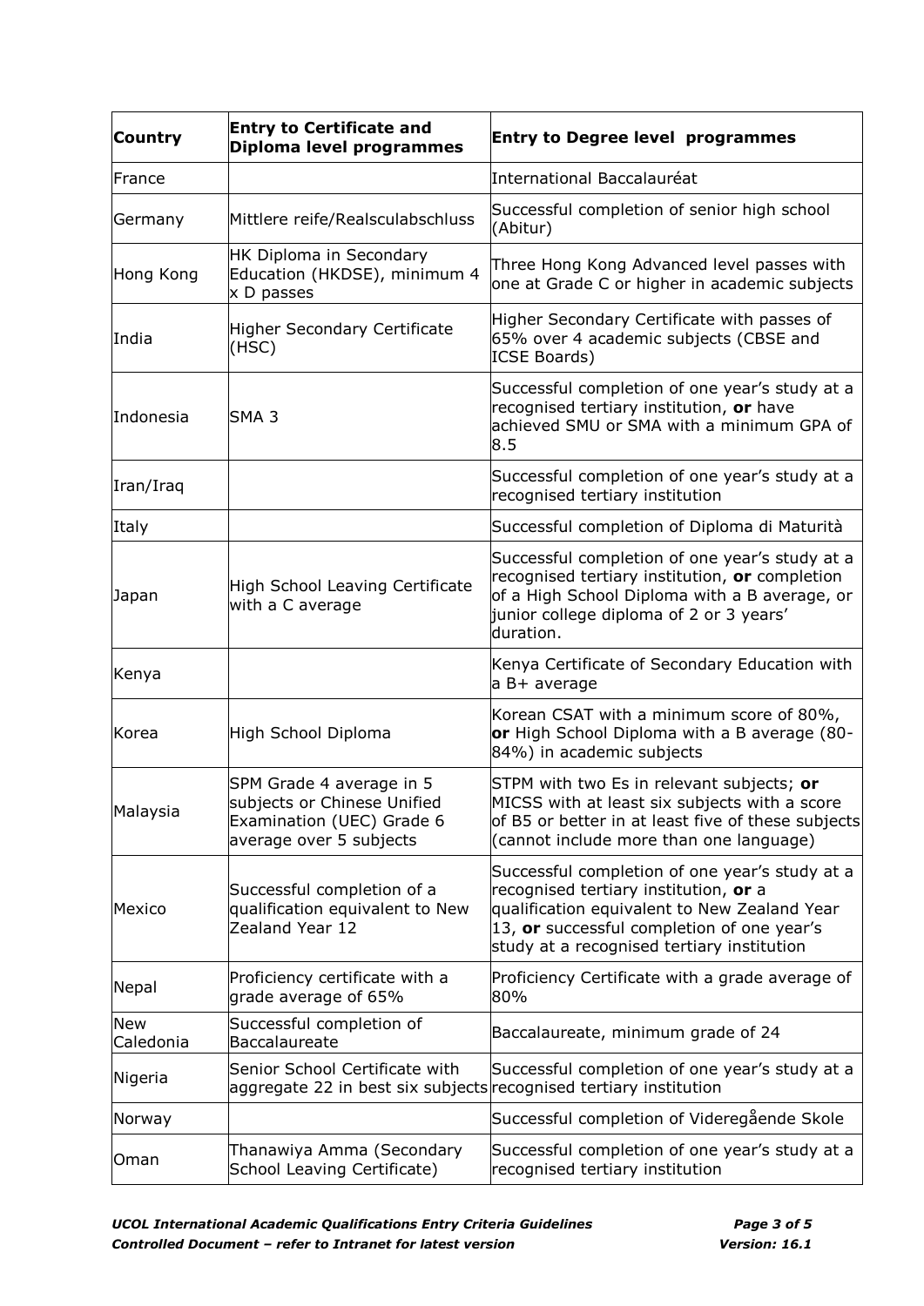| Country | Entry to Certificate and Diploma level programmes | Entry to Degree level programmes |
|---|---|---|
| France | | International Baccalauréat |
| Germany | Mittlere reife/Realsculabschluss | Successful completion of senior high school (Abitur) |
| Hong Kong | HK Diploma in Secondary Education (HKDSE), minimum 4 x D passes | Three Hong Kong Advanced level passes with one at Grade C or higher in academic subjects |
| India | Higher Secondary Certificate (HSC) | Higher Secondary Certificate with passes of 65% over 4 academic subjects (CBSE and ICSE Boards) |
| Indonesia | SMA 3 | Successful completion of one year's study at a recognised tertiary institution, **or** have achieved SMU or SMA with a minimum GPA of 8.5 |
| Iran/Iraq | | Successful completion of one year's study at a recognised tertiary institution |
| Italy | | Successful completion of Diploma di Maturità |
| Japan | High School Leaving Certificate with a C average | Successful completion of one year's study at a recognised tertiary institution, **or** completion of a High School Diploma with a B average, or junior college diploma of 2 or 3 years' duration. |
| Kenya | | Kenya Certificate of Secondary Education with a B+ average |
| Korea | High School Diploma | Korean CSAT with a minimum score of 80%, **or** High School Diploma with a B average (80-84%) in academic subjects |
| Malaysia | SPM Grade 4 average in 5 subjects or Chinese Unified Examination (UEC) Grade 6 average over 5 subjects | STPM with two Es in relevant subjects; **or** MICSS with at least six subjects with a score of B5 or better in at least five of these subjects (cannot include more than one language) |
| Mexico | Successful completion of a qualification equivalent to New Zealand Year 12 | Successful completion of one year's study at a recognised tertiary institution, **or** a qualification equivalent to New Zealand Year 13, **or** successful completion of one year's study at a recognised tertiary institution |
| Nepal | Proficiency certificate with a grade average of 65% | Proficiency Certificate with a grade average of 80% |
| New Caledonia | Successful completion of Baccalaureate | Baccalaureate, minimum grade of 24 |
| Nigeria | Senior School Certificate with aggregate 22 in best six subjects | Successful completion of one year's study at a recognised tertiary institution |
| Norway | | Successful completion of Videregående Skole |
| Oman | Thanawiya Amma (Secondary School Leaving Certificate) | Successful completion of one year's study at a recognised tertiary institution |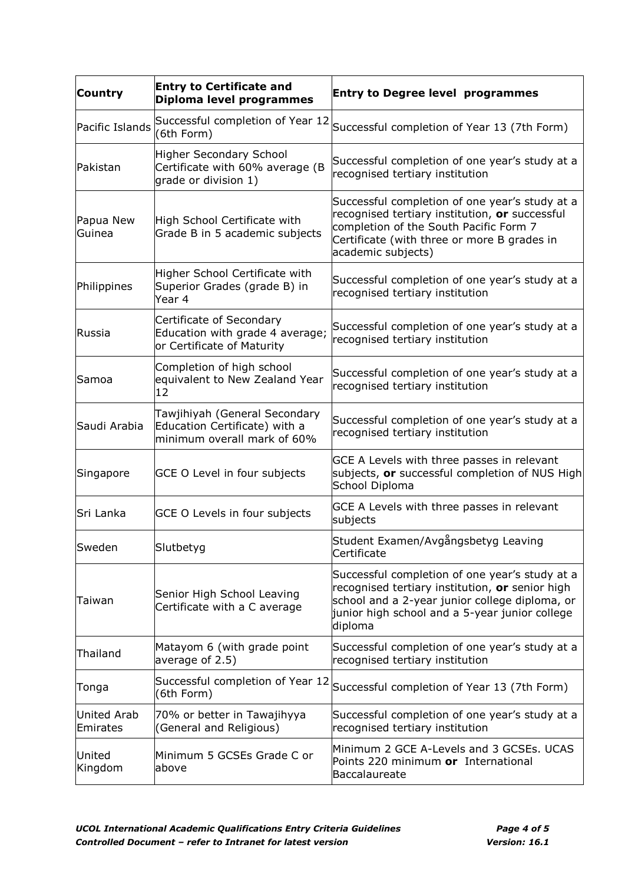| Country | Entry to Certificate and Diploma level programmes | Entry to Degree level programmes |
|---|---|---|
| Pacific Islands | Successful completion of Year 12 (6th Form) | Successful completion of Year 13 (7th Form) |
| Pakistan | Higher Secondary School Certificate with 60% average (B grade or division 1) | Successful completion of one year's study at a recognised tertiary institution |
| Papua New Guinea | High School Certificate with Grade B in 5 academic subjects | Successful completion of one year's study at a recognised tertiary institution, **or** successful completion of the South Pacific Form 7 Certificate (with three or more B grades in academic subjects) |
| Philippines | Higher School Certificate with Superior Grades (grade B) in Year 4 | Successful completion of one year's study at a recognised tertiary institution |
| Russia | Certificate of Secondary Education with grade 4 average; or Certificate of Maturity | Successful completion of one year's study at a recognised tertiary institution |
| Samoa | Completion of high school equivalent to New Zealand Year 12 | Successful completion of one year's study at a recognised tertiary institution |
| Saudi Arabia | Tawjihiyah (General Secondary Education Certificate) with a minimum overall mark of 60% | Successful completion of one year's study at a recognised tertiary institution |
| Singapore | GCE O Level in four subjects | GCE A Levels with three passes in relevant subjects, **or** successful completion of NUS High School Diploma |
| Sri Lanka | GCE O Levels in four subjects | GCE A Levels with three passes in relevant subjects |
| Sweden | Slutbetyg | Student Examen/Avgångsbetyg Leaving Certificate |
| Taiwan | Senior High School Leaving Certificate with a C average | Successful completion of one year's study at a recognised tertiary institution, **or** senior high school and a 2-year junior college diploma, or junior high school and a 5-year junior college diploma |
| Thailand | Matayom 6 (with grade point average of 2.5) | Successful completion of one year's study at a recognised tertiary institution |
| Tonga | Successful completion of Year 12 (6th Form) | Successful completion of Year 13 (7th Form) |
| United Arab Emirates | 70% or better in Tawajihyya (General and Religious) | Successful completion of one year's study at a recognised tertiary institution |
| United Kingdom | Minimum 5 GCSEs Grade C or above | Minimum 2 GCE A-Levels and 3 GCSEs. UCAS Points 220 minimum **or** International Baccalaureate |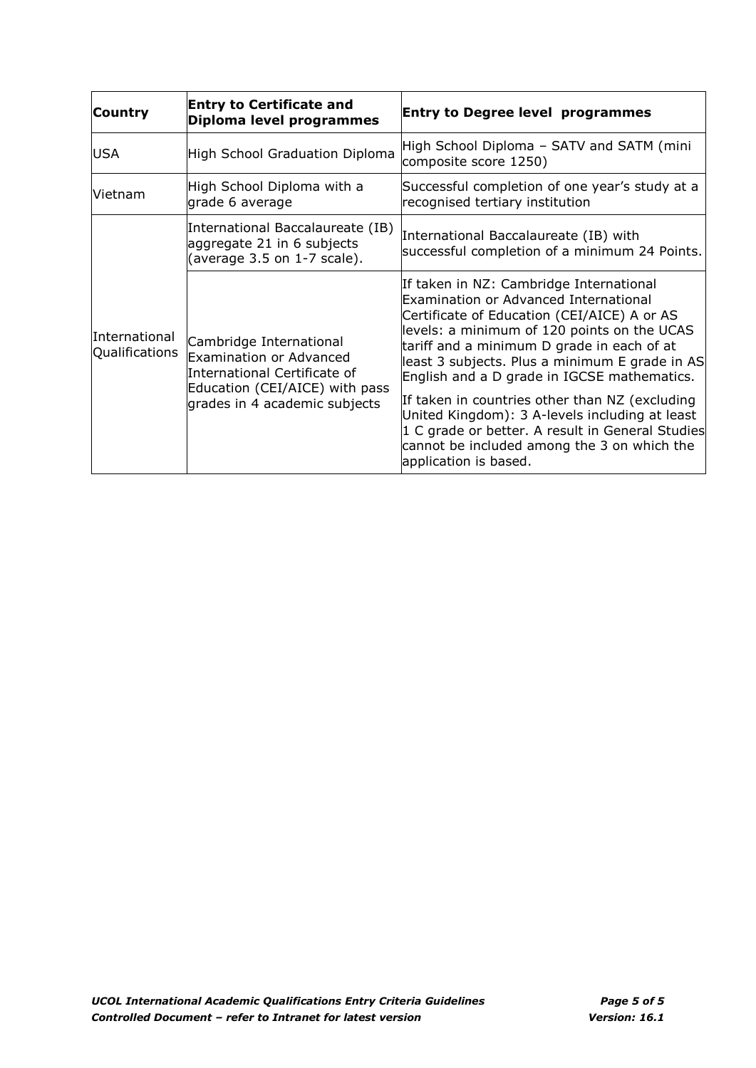| Country | Entry to Certificate and Diploma level programmes | Entry to Degree level programmes |
|---|---|---|
| USA | High School Graduation Diploma | High School Diploma – SATV and SATM (mini composite score 1250) |
| Vietnam | High School Diploma with a grade 6 average | Successful completion of one year's study at a recognised tertiary institution |
| International Qualifications | International Baccalaureate (IB) aggregate 21 in 6 subjects (average 3.5 on 1-7 scale). | International Baccalaureate (IB) with successful completion of a minimum 24 Points. |
| | Cambridge International Examination or Advanced International Certificate of Education (CEI/AICE) with pass grades in 4 academic subjects | If taken in NZ: Cambridge International Examination or Advanced International Certificate of Education (CEI/AICE) A or AS levels: a minimum of 120 points on the UCAS tariff and a minimum D grade in each of at least 3 subjects. Plus a minimum E grade in AS English and a D grade in IGCSE mathematics.<br><br>If taken in countries other than NZ (excluding United Kingdom): 3 A-levels including at least 1 C grade or better. A result in General Studies cannot be included among the 3 on which the application is based. |